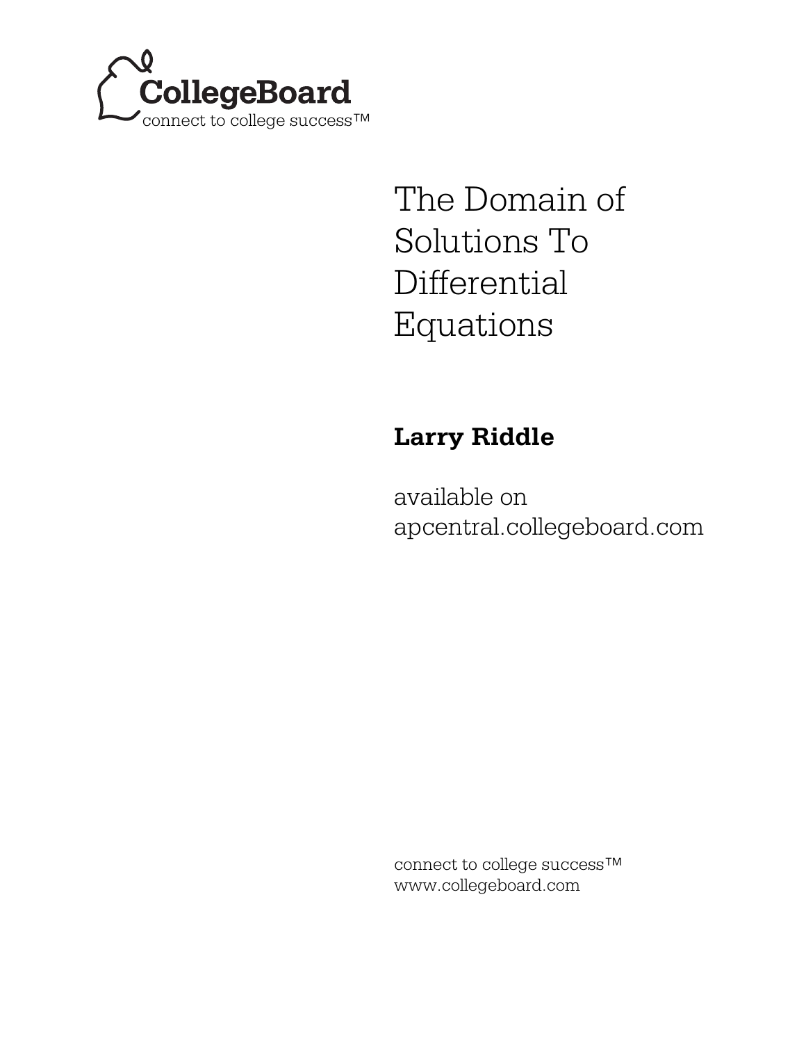CollegeBoard

connect to college success™

# The Domain of Solutions To Differential Equations

**Larry Riddle**

available on apcentral.collegeboard.com

connect to college success™
www.collegeboard.com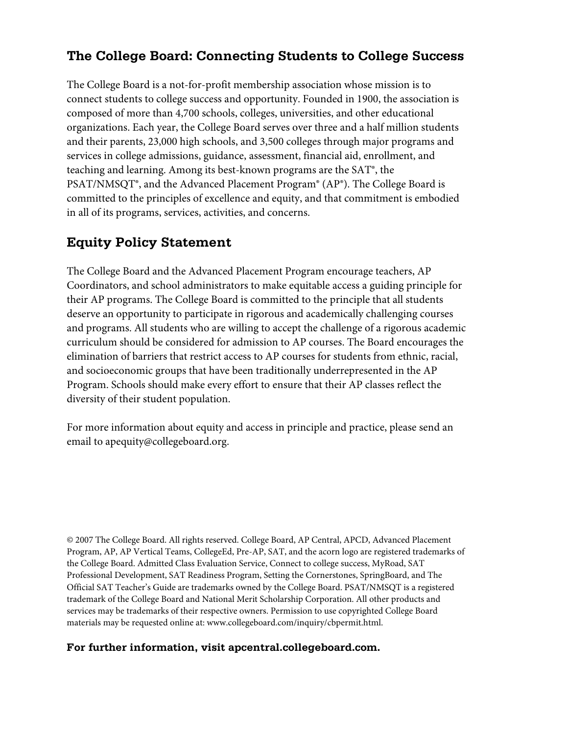## The College Board: Connecting Students to College Success

The College Board is a not-for-profit membership association whose mission is to connect students to college success and opportunity. Founded in 1900, the association is composed of more than 4,700 schools, colleges, universities, and other educational organizations. Each year, the College Board serves over three and a half million students and their parents, 23,000 high schools, and 3,500 colleges through major programs and services in college admissions, guidance, assessment, financial aid, enrollment, and teaching and learning. Among its best-known programs are the SAT®, the PSAT/NMSQT®, and the Advanced Placement Program® (AP®). The College Board is committed to the principles of excellence and equity, and that commitment is embodied in all of its programs, services, activities, and concerns.

## Equity Policy Statement

The College Board and the Advanced Placement Program encourage teachers, AP Coordinators, and school administrators to make equitable access a guiding principle for their AP programs. The College Board is committed to the principle that all students deserve an opportunity to participate in rigorous and academically challenging courses and programs. All students who are willing to accept the challenge of a rigorous academic curriculum should be considered for admission to AP courses. The Board encourages the elimination of barriers that restrict access to AP courses for students from ethnic, racial, and socioeconomic groups that have been traditionally underrepresented in the AP Program. Schools should make every effort to ensure that their AP classes reflect the diversity of their student population.

For more information about equity and access in principle and practice, please send an email to apequity@collegeboard.org.

© 2007 The College Board. All rights reserved. College Board, AP Central, APCD, Advanced Placement Program, AP, AP Vertical Teams, CollegeEd, Pre-AP, SAT, and the acorn logo are registered trademarks of the College Board. Admitted Class Evaluation Service, Connect to college success, MyRoad, SAT Professional Development, SAT Readiness Program, Setting the Cornerstones, SpringBoard, and The Official SAT Teacher's Guide are trademarks owned by the College Board. PSAT/NMSQT is a registered trademark of the College Board and National Merit Scholarship Corporation. All other products and services may be trademarks of their respective owners. Permission to use copyrighted College Board materials may be requested online at: www.collegeboard.com/inquiry/cbpermit.html.

**For further information, visit apcentral.collegeboard.com.**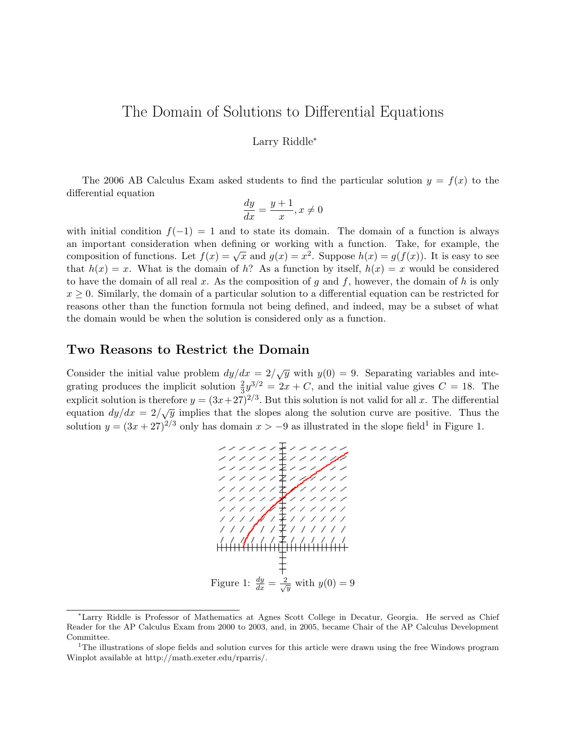# The Domain of Solutions to Differential Equations

Larry Riddle*

The 2006 AB Calculus Exam asked students to find the particular solution $y = f(x)$ to the differential equation

$$\frac{dy}{dx} = \frac{y+1}{x}, x \neq 0$$

with initial condition $f(-1) = 1$ and to state its domain. The domain of a function is always an important consideration when defining or working with a function. Take, for example, the composition of functions. Let $f(x) = \sqrt{x}$ and $g(x) = x^2$. Suppose $h(x) = g(f(x))$. It is easy to see that $h(x) = x$. What is the domain of $h$? As a function by itself, $h(x) = x$ would be considered to have the domain of all real $x$. As the composition of $g$ and $f$, however, the domain of $h$ is only $x \geq 0$. Similarly, the domain of a particular solution to a differential equation can be restricted for reasons other than the function formula not being defined, and indeed, may be a subset of what the domain would be when the solution is considered only as a function.

## Two Reasons to Restrict the Domain

Consider the initial value problem $dy/dx = 2/\sqrt{y}$ with $y(0) = 9$. Separating variables and integrating produces the implicit solution $\frac{2}{3}y^{3/2} = 2x + C$, and the initial value gives $C = 18$. The explicit solution is therefore $y = (3x+27)^{2/3}$. But this solution is not valid for all $x$. The differential equation $dy/dx = 2/\sqrt{y}$ implies that the slopes along the solution curve are positive. Thus the solution $y = (3x + 27)^{2/3}$ only has domain $x > -9$ as illustrated in the slope field[1] in Figure 1.

Figure 1: $\frac{dy}{dx} = \frac{2}{\sqrt{y}}$ with $y(0) = 9$

*Larry Riddle is Professor of Mathematics at Agnes Scott College in Decatur, Georgia. He served as Chief Reader for the AP Calculus Exam from 2000 to 2003, and, in 2005, became Chair of the AP Calculus Development Committee.

[1] The illustrations of slope fields and solution curves for this article were drawn using the free Windows program Winplot available at http://math.exeter.edu/rparris/.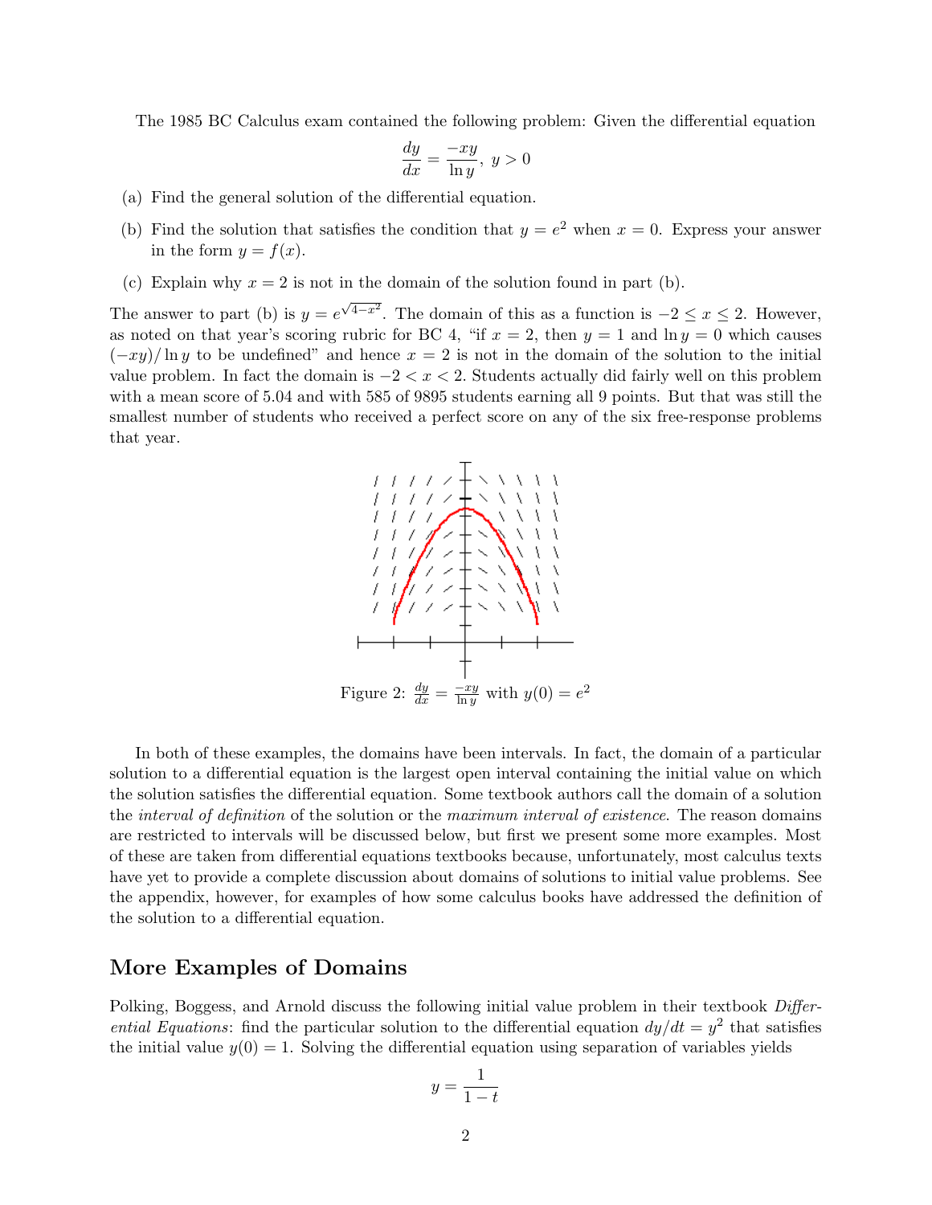The 1985 BC Calculus exam contained the following problem: Given the differential equation

$$\frac{dy}{dx} = \frac{-xy}{\ln y},\ y > 0$$

(a) Find the general solution of the differential equation.

(b) Find the solution that satisfies the condition that $y = e^2$ when $x = 0$. Express your answer in the form $y = f(x)$.

(c) Explain why $x = 2$ is not in the domain of the solution found in part (b).

The answer to part (b) is $y = e^{\sqrt{4-x^2}}$. The domain of this as a function is $-2 \le x \le 2$. However, as noted on that year's scoring rubric for BC 4, "if $x = 2$, then $y = 1$ and $\ln y = 0$ which causes $(-xy)/\ln y$ to be undefined" and hence $x = 2$ is not in the domain of the solution to the initial value problem. In fact the domain is $-2 < x < 2$. Students actually did fairly well on this problem with a mean score of 5.04 and with 585 of 9895 students earning all 9 points. But that was still the smallest number of students who received a perfect score on any of the six free-response problems that year.

Figure 2: $\frac{dy}{dx} = \frac{-xy}{\ln y}$ with $y(0) = e^2$

In both of these examples, the domains have been intervals. In fact, the domain of a particular solution to a differential equation is the largest open interval containing the initial value on which the solution satisfies the differential equation. Some textbook authors call the domain of a solution the *interval of definition* of the solution or the *maximum interval of existence*. The reason domains are restricted to intervals will be discussed below, but first we present some more examples. Most of these are taken from differential equations textbooks because, unfortunately, most calculus texts have yet to provide a complete discussion about domains of solutions to initial value problems. See the appendix, however, for examples of how some calculus books have addressed the definition of the solution to a differential equation.

## More Examples of Domains

Polking, Boggess, and Arnold discuss the following initial value problem in their textbook *Differential Equations*: find the particular solution to the differential equation $dy/dt = y^2$ that satisfies the initial value $y(0) = 1$. Solving the differential equation using separation of variables yields

$$y = \frac{1}{1-t}$$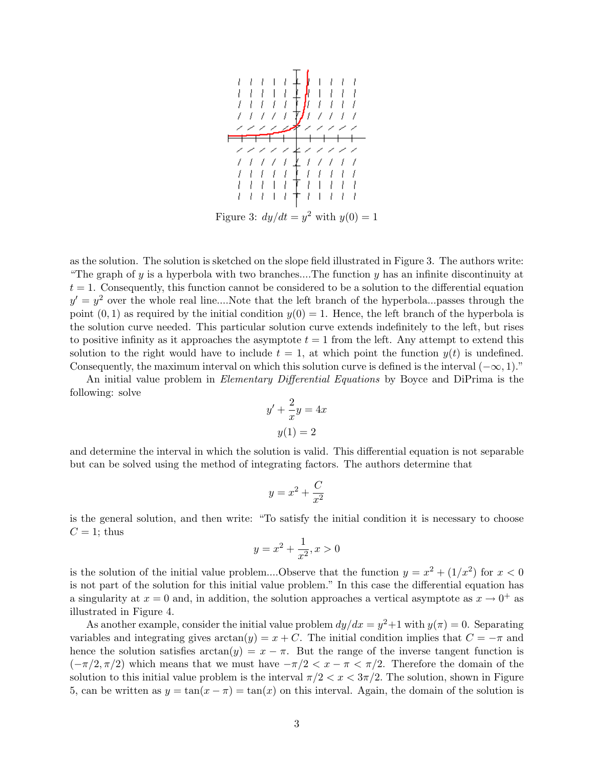Figure 3: $dy/dt = y^2$ with $y(0) = 1$

as the solution. The solution is sketched on the slope field illustrated in Figure 3. The authors write: "The graph of $y$ is a hyperbola with two branches....The function $y$ has an infinite discontinuity at $t = 1$. Consequently, this function cannot be considered to be a solution to the differential equation $y' = y^2$ over the whole real line....Note that the left branch of the hyperbola...passes through the point $(0, 1)$ as required by the initial condition $y(0) = 1$. Hence, the left branch of the hyperbola is the solution curve needed. This particular solution curve extends indefinitely to the left, but rises to positive infinity as it approaches the asymptote $t = 1$ from the left. Any attempt to extend this solution to the right would have to include $t = 1$, at which point the function $y(t)$ is undefined. Consequently, the maximum interval on which this solution curve is defined is the interval $(-\infty, 1)$."

An initial value problem in *Elementary Differential Equations* by Boyce and DiPrima is the following: solve

$$y' + \frac{2}{x}y = 4x$$

$$y(1) = 2$$

and determine the interval in which the solution is valid. This differential equation is not separable but can be solved using the method of integrating factors. The authors determine that

$$y = x^2 + \frac{C}{x^2}$$

is the general solution, and then write: "To satisfy the initial condition it is necessary to choose $C = 1$; thus

$$y = x^2 + \frac{1}{x^2}, x > 0$$

is the solution of the initial value problem....Observe that the function $y = x^2 + (1/x^2)$ for $x < 0$ is not part of the solution for this initial value problem." In this case the differential equation has a singularity at $x = 0$ and, in addition, the solution approaches a vertical asymptote as $x \to 0^+$ as illustrated in Figure 4.

As another example, consider the initial value problem $dy/dx = y^2 + 1$ with $y(\pi) = 0$. Separating variables and integrating gives $\arctan(y) = x + C$. The initial condition implies that $C = -\pi$ and hence the solution satisfies $\arctan(y) = x - \pi$. But the range of the inverse tangent function is $(-\pi/2, \pi/2)$ which means that we must have $-\pi/2 < x - \pi < \pi/2$. Therefore the domain of the solution to this initial value problem is the interval $\pi/2 < x < 3\pi/2$. The solution, shown in Figure 5, can be written as $y = \tan(x - \pi) = \tan(x)$ on this interval. Again, the domain of the solution is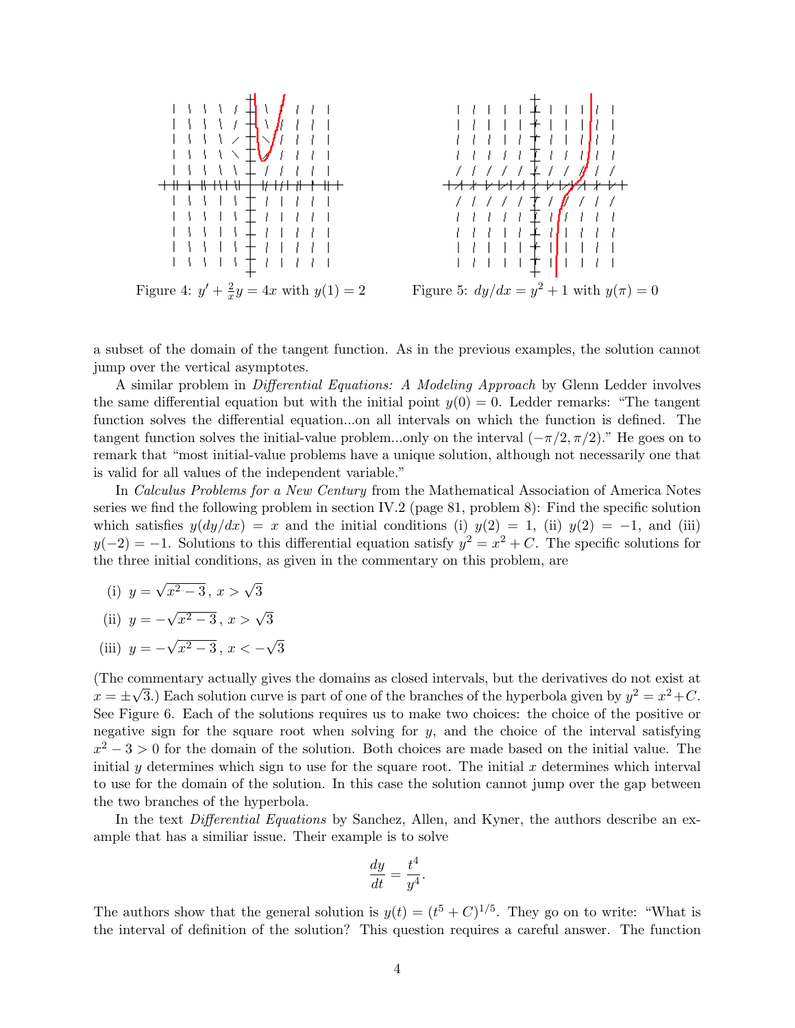Figure 4: $y' + \frac{2}{x}y = 4x$ with $y(1) = 2$

Figure 5: $dy/dx = y^2 + 1$ with $y(\pi) = 0$

a subset of the domain of the tangent function. As in the previous examples, the solution cannot jump over the vertical asymptotes.

A similar problem in *Differential Equations: A Modeling Approach* by Glenn Ledder involves the same differential equation but with the initial point $y(0) = 0$. Ledder remarks: "The tangent function solves the differential equation...on all intervals on which the function is defined. The tangent function solves the initial-value problem...only on the interval $(-\pi/2, \pi/2)$." He goes on to remark that "most initial-value problems have a unique solution, although not necessarily one that is valid for all values of the independent variable."

In *Calculus Problems for a New Century* from the Mathematical Association of America Notes series we find the following problem in section IV.2 (page 81, problem 8): Find the specific solution which satisfies $y(dy/dx) = x$ and the initial conditions (i) $y(2) = 1$, (ii) $y(2) = -1$, and (iii) $y(-2) = -1$. Solutions to this differential equation satisfy $y^2 = x^2 + C$. The specific solutions for the three initial conditions, as given in the commentary on this problem, are

(i) $y = \sqrt{x^2 - 3}$, $x > \sqrt{3}$

(ii) $y = -\sqrt{x^2 - 3}$, $x > \sqrt{3}$

(iii) $y = -\sqrt{x^2 - 3}$, $x < -\sqrt{3}$

(The commentary actually gives the domains as closed intervals, but the derivatives do not exist at $x = \pm\sqrt{3}$.) Each solution curve is part of one of the branches of the hyperbola given by $y^2 = x^2 + C$. See Figure 6. Each of the solutions requires us to make two choices: the choice of the positive or negative sign for the square root when solving for $y$, and the choice of the interval satisfying $x^2 - 3 > 0$ for the domain of the solution. Both choices are made based on the initial value. The initial $y$ determines which sign to use for the square root. The initial $x$ determines which interval to use for the domain of the solution. In this case the solution cannot jump over the gap between the two branches of the hyperbola.

In the text *Differential Equations* by Sanchez, Allen, and Kyner, the authors describe an example that has a similiar issue. Their example is to solve

$$\frac{dy}{dt} = \frac{t^4}{y^4}.$$

The authors show that the general solution is $y(t) = (t^5 + C)^{1/5}$. They go on to write: "What is the interval of definition of the solution? This question requires a careful answer. The function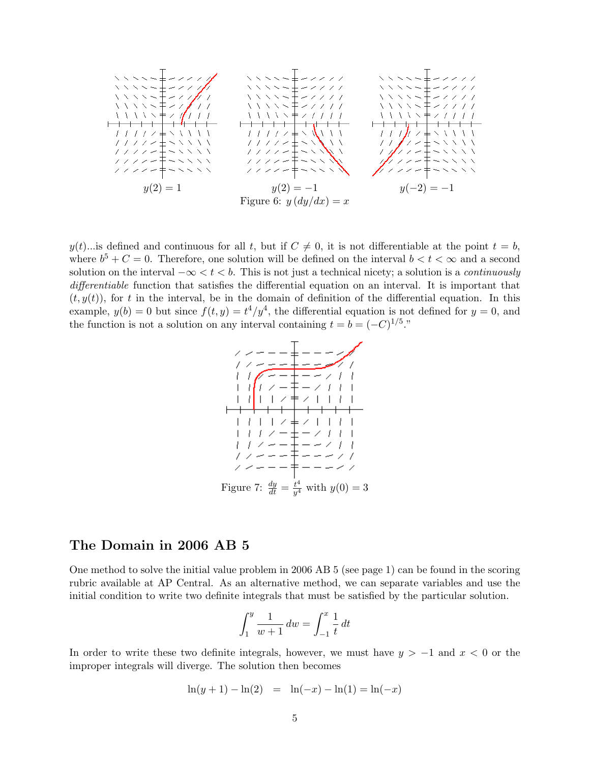$y(2) = 1$ $y(2) = -1$ $y(-2) = -1$

Figure 6: $y\,(dy/dx) = x$

$y(t)$...is defined and continuous for all $t$, but if $C \neq 0$, it is not differentiable at the point $t = b$, where $b^5 + C = 0$. Therefore, one solution will be defined on the interval $b < t < \infty$ and a second solution on the interval $-\infty < t < b$. This is not just a technical nicety; a solution is a *continuously differentiable* function that satisfies the differential equation on an interval. It is important that $(t, y(t))$, for $t$ in the interval, be in the domain of definition of the differential equation. In this example, $y(b) = 0$ but since $f(t, y) = t^4/y^4$, the differential equation is not defined for $y = 0$, and the function is not a solution on any interval containing $t = b = (-C)^{1/5}$."

Figure 7: $\frac{dy}{dt} = \frac{t^4}{y^4}$ with $y(0) = 3$

## The Domain in 2006 AB 5

One method to solve the initial value problem in 2006 AB 5 (see page 1) can be found in the scoring rubric available at AP Central. As an alternative method, we can separate variables and use the initial condition to write two definite integrals that must be satisfied by the particular solution.

$$\int_1^y \frac{1}{w+1}\,dw = \int_{-1}^x \frac{1}{t}\,dt$$

In order to write these two definite integrals, however, we must have $y > -1$ and $x < 0$ or the improper integrals will diverge. The solution then becomes

$$\ln(y+1) - \ln(2) \;\;=\;\; \ln(-x) - \ln(1) = \ln(-x)$$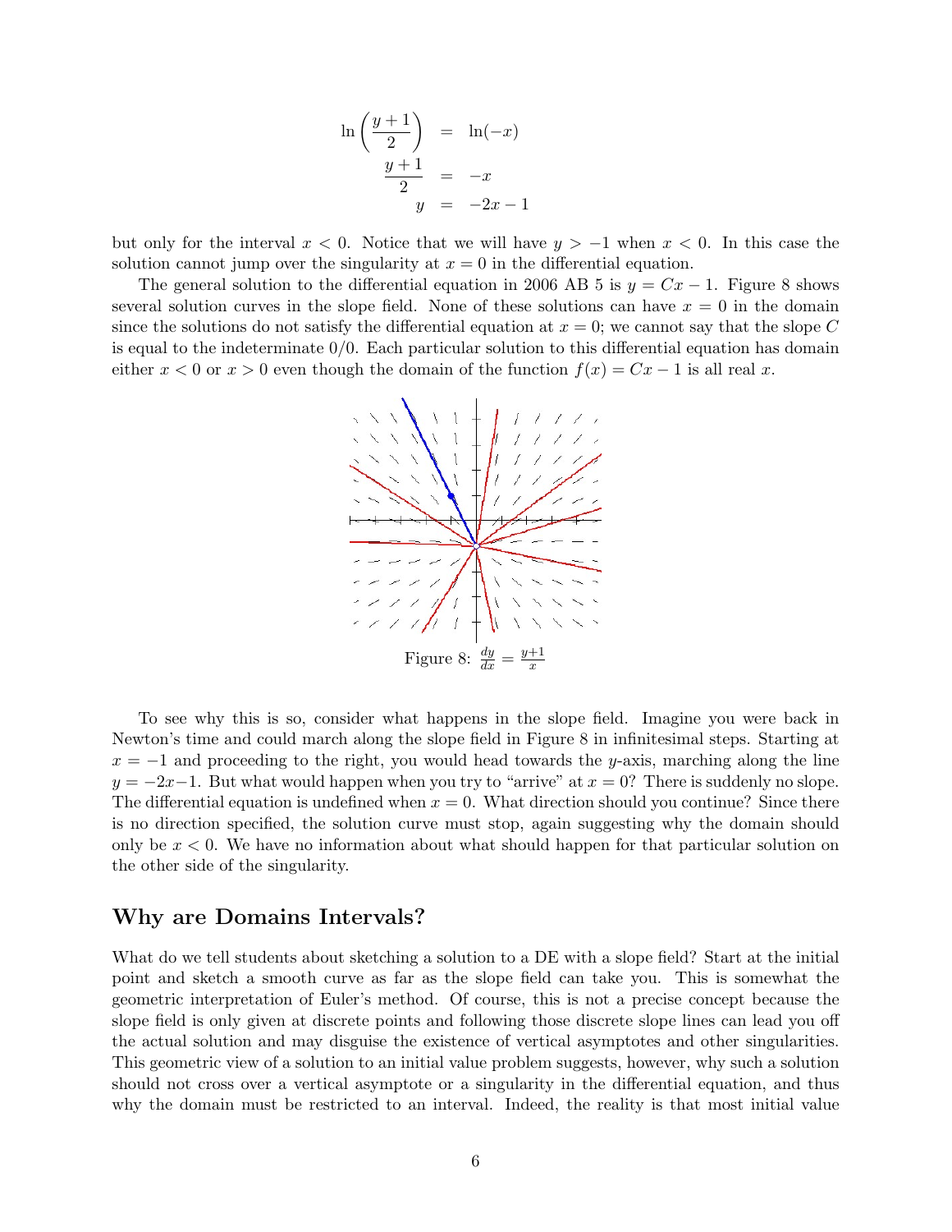$$
\begin{aligned}
\ln\left(\frac{y+1}{2}\right) &= \ln(-x) \\
\frac{y+1}{2} &= -x \\
y &= -2x-1
\end{aligned}
$$

but only for the interval $x < 0$. Notice that we will have $y > -1$ when $x < 0$. In this case the solution cannot jump over the singularity at $x = 0$ in the differential equation.

The general solution to the differential equation in 2006 AB 5 is $y = Cx - 1$. Figure 8 shows several solution curves in the slope field. None of these solutions can have $x = 0$ in the domain since the solutions do not satisfy the differential equation at $x = 0$; we cannot say that the slope $C$ is equal to the indeterminate $0/0$. Each particular solution to this differential equation has domain either $x < 0$ or $x > 0$ even though the domain of the function $f(x) = Cx - 1$ is all real $x$.

Figure 8: $\frac{dy}{dx} = \frac{y+1}{x}$

To see why this is so, consider what happens in the slope field. Imagine you were back in Newton's time and could march along the slope field in Figure 8 in infinitesimal steps. Starting at $x = -1$ and proceeding to the right, you would head towards the $y$-axis, marching along the line $y = -2x-1$. But what would happen when you try to "arrive" at $x = 0$? There is suddenly no slope. The differential equation is undefined when $x = 0$. What direction should you continue? Since there is no direction specified, the solution curve must stop, again suggesting why the domain should only be $x < 0$. We have no information about what should happen for that particular solution on the other side of the singularity.

## Why are Domains Intervals?

What do we tell students about sketching a solution to a DE with a slope field? Start at the initial point and sketch a smooth curve as far as the slope field can take you. This is somewhat the geometric interpretation of Euler's method. Of course, this is not a precise concept because the slope field is only given at discrete points and following those discrete slope lines can lead you off the actual solution and may disguise the existence of vertical asymptotes and other singularities. This geometric view of a solution to an initial value problem suggests, however, why such a solution should not cross over a vertical asymptote or a singularity in the differential equation, and thus why the domain must be restricted to an interval. Indeed, the reality is that most initial value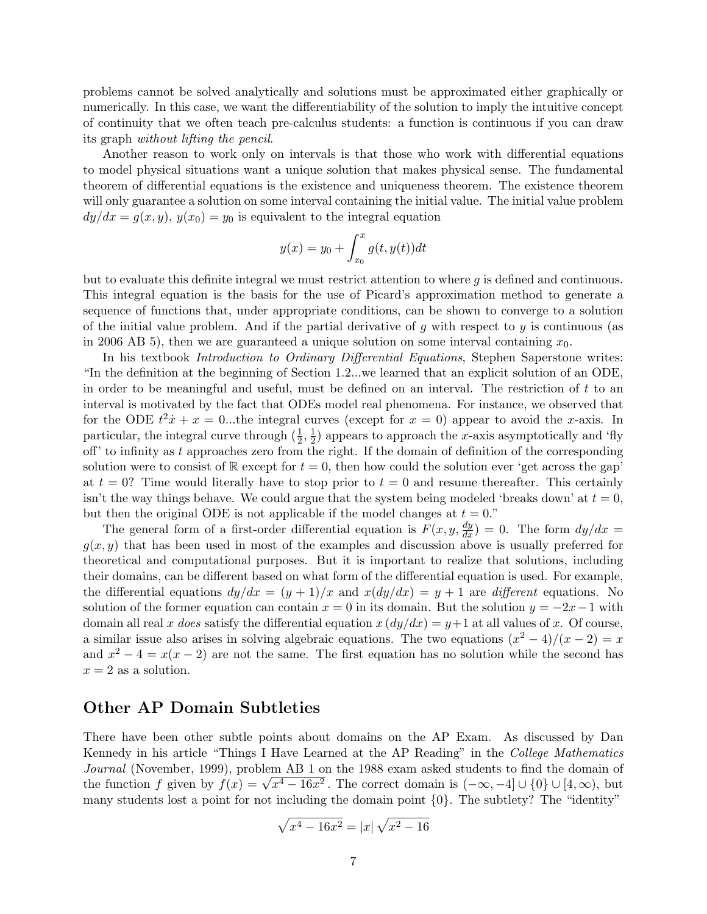problems cannot be solved analytically and solutions must be approximated either graphically or numerically. In this case, we want the differentiability of the solution to imply the intuitive concept of continuity that we often teach pre-calculus students: a function is continuous if you can draw its graph *without lifting the pencil*.

Another reason to work only on intervals is that those who work with differential equations to model physical situations want a unique solution that makes physical sense. The fundamental theorem of differential equations is the existence and uniqueness theorem. The existence theorem will only guarantee a solution on some interval containing the initial value. The initial value problem $dy/dx = g(x, y)$, $y(x_0) = y_0$ is equivalent to the integral equation

$$y(x) = y_0 + \int_{x_0}^{x} g(t, y(t))dt$$

but to evaluate this definite integral we must restrict attention to where $g$ is defined and continuous. This integral equation is the basis for the use of Picard's approximation method to generate a sequence of functions that, under appropriate conditions, can be shown to converge to a solution of the initial value problem. And if the partial derivative of $g$ with respect to $y$ is continuous (as in 2006 AB 5), then we are guaranteed a unique solution on some interval containing $x_0$.

In his textbook *Introduction to Ordinary Differential Equations*, Stephen Saperstone writes: "In the definition at the beginning of Section 1.2...we learned that an explicit solution of an ODE, in order to be meaningful and useful, must be defined on an interval. The restriction of $t$ to an interval is motivated by the fact that ODEs model real phenomena. For instance, we observed that for the ODE $t^2\dot{x} + x = 0$...the integral curves (except for $x = 0$) appear to avoid the $x$-axis. In particular, the integral curve through $(\frac{1}{2}, \frac{1}{2})$ appears to approach the $x$-axis asymptotically and 'fly off' to infinity as $t$ approaches zero from the right. If the domain of definition of the corresponding solution were to consist of $\mathbb{R}$ except for $t = 0$, then how could the solution ever 'get across the gap' at $t = 0$? Time would literally have to stop prior to $t = 0$ and resume thereafter. This certainly isn't the way things behave. We could argue that the system being modeled 'breaks down' at $t = 0$, but then the original ODE is not applicable if the model changes at $t = 0$."

The general form of a first-order differential equation is $F(x, y, \frac{dy}{dx}) = 0$. The form $dy/dx = g(x, y)$ that has been used in most of the examples and discussion above is usually preferred for theoretical and computational purposes. But it is important to realize that solutions, including their domains, can be different based on what form of the differential equation is used. For example, the differential equations $dy/dx = (y + 1)/x$ and $x(dy/dx) = y + 1$ are *different* equations. No solution of the former equation can contain $x = 0$ in its domain. But the solution $y = -2x - 1$ with domain all real $x$ *does* satisfy the differential equation $x\,(dy/dx) = y+1$ at all values of $x$. Of course, a similar issue also arises in solving algebraic equations. The two equations $(x^2 - 4)/(x - 2) = x$ and $x^2 - 4 = x(x - 2)$ are not the same. The first equation has no solution while the second has $x = 2$ as a solution.

## Other AP Domain Subtleties

There have been other subtle points about domains on the AP Exam. As discussed by Dan Kennedy in his article "Things I Have Learned at the AP Reading" in the *College Mathematics Journal* (November, 1999), problem AB 1 on the 1988 exam asked students to find the domain of the function $f$ given by $f(x) = \sqrt{x^4 - 16x^2}$. The correct domain is $(-\infty, -4] \cup \{0\} \cup [4, \infty)$, but many students lost a point for not including the domain point $\{0\}$. The subtlety? The "identity"

$$\sqrt{x^4 - 16x^2} = |x|\,\sqrt{x^2 - 16}$$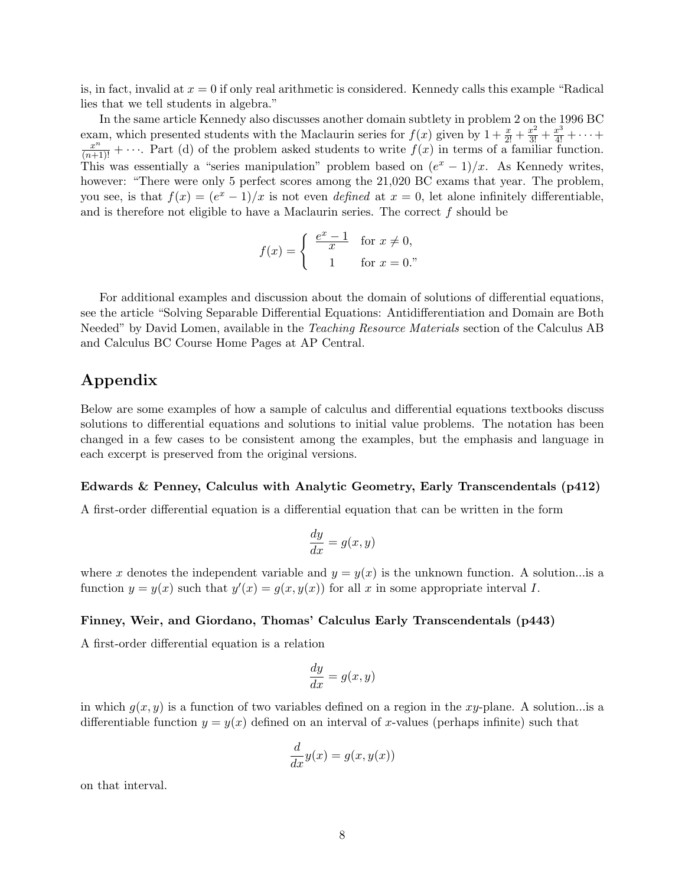is, in fact, invalid at $x = 0$ if only real arithmetic is considered. Kennedy calls this example "Radical lies that we tell students in algebra."

In the same article Kennedy also discusses another domain subtlety in problem 2 on the 1996 BC exam, which presented students with the Maclaurin series for $f(x)$ given by $1 + \frac{x}{2!} + \frac{x^2}{3!} + \frac{x^3}{4!} + \cdots + \frac{x^n}{(n+1)!} + \cdots$. Part (d) of the problem asked students to write $f(x)$ in terms of a familiar function. This was essentially a "series manipulation" problem based on $(e^x - 1)/x$. As Kennedy writes, however: "There were only 5 perfect scores among the 21,020 BC exams that year. The problem, you see, is that $f(x) = (e^x - 1)/x$ is not even *defined* at $x = 0$, let alone infinitely differentiable, and is therefore not eligible to have a Maclaurin series. The correct $f$ should be

$$f(x) = \begin{cases} \dfrac{e^x - 1}{x} & \text{for } x \neq 0, \\ 1 & \text{for } x = 0." \end{cases}$$

For additional examples and discussion about the domain of solutions of differential equations, see the article "Solving Separable Differential Equations: Antidifferentiation and Domain are Both Needed" by David Lomen, available in the *Teaching Resource Materials* section of the Calculus AB and Calculus BC Course Home Pages at AP Central.

## Appendix

Below are some examples of how a sample of calculus and differential equations textbooks discuss solutions to differential equations and solutions to initial value problems. The notation has been changed in a few cases to be consistent among the examples, but the emphasis and language in each excerpt is preserved from the original versions.

### Edwards & Penney, Calculus with Analytic Geometry, Early Transcendentals (p412)

A first-order differential equation is a differential equation that can be written in the form

$$\frac{dy}{dx} = g(x, y)$$

where $x$ denotes the independent variable and $y = y(x)$ is the unknown function. A solution...is a function $y = y(x)$ such that $y'(x) = g(x, y(x))$ for all $x$ in some appropriate interval $I$.

### Finney, Weir, and Giordano, Thomas' Calculus Early Transcendentals (p443)

A first-order differential equation is a relation

$$\frac{dy}{dx} = g(x, y)$$

in which $g(x, y)$ is a function of two variables defined on a region in the $xy$-plane. A solution...is a differentiable function $y = y(x)$ defined on an interval of $x$-values (perhaps infinite) such that

$$\frac{d}{dx}y(x) = g(x, y(x))$$

on that interval.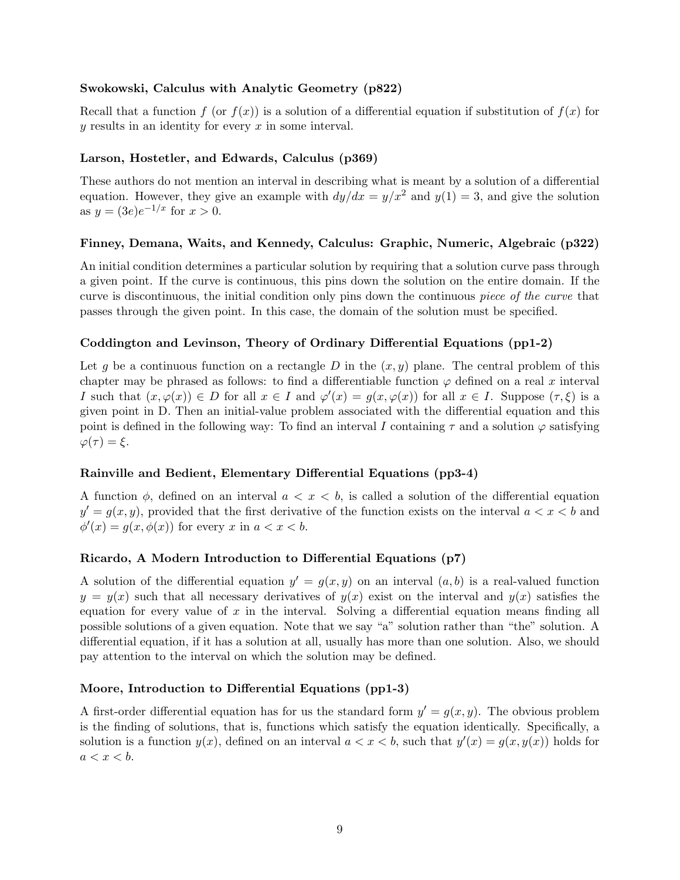**Swokowski, Calculus with Analytic Geometry (p822)**

Recall that a function $f$ (or $f(x)$) is a solution of a differential equation if substitution of $f(x)$ for $y$ results in an identity for every $x$ in some interval.

**Larson, Hostetler, and Edwards, Calculus (p369)**

These authors do not mention an interval in describing what is meant by a solution of a differential equation. However, they give an example with $dy/dx = y/x^2$ and $y(1) = 3$, and give the solution as $y = (3e)e^{-1/x}$ for $x > 0$.

**Finney, Demana, Waits, and Kennedy, Calculus: Graphic, Numeric, Algebraic (p322)**

An initial condition determines a particular solution by requiring that a solution curve pass through a given point. If the curve is continuous, this pins down the solution on the entire domain. If the curve is discontinuous, the initial condition only pins down the continuous *piece of the curve* that passes through the given point. In this case, the domain of the solution must be specified.

**Coddington and Levinson, Theory of Ordinary Differential Equations (pp1-2)**

Let $g$ be a continuous function on a rectangle $D$ in the $(x, y)$ plane. The central problem of this chapter may be phrased as follows: to find a differentiable function $\varphi$ defined on a real $x$ interval $I$ such that $(x, \varphi(x)) \in D$ for all $x \in I$ and $\varphi'(x) = g(x, \varphi(x))$ for all $x \in I$. Suppose $(\tau, \xi)$ is a given point in D. Then an initial-value problem associated with the differential equation and this point is defined in the following way: To find an interval $I$ containing $\tau$ and a solution $\varphi$ satisfying $\varphi(\tau) = \xi$.

**Rainville and Bedient, Elementary Differential Equations (pp3-4)**

A function $\phi$, defined on an interval $a < x < b$, is called a solution of the differential equation $y' = g(x, y)$, provided that the first derivative of the function exists on the interval $a < x < b$ and $\phi'(x) = g(x, \phi(x))$ for every $x$ in $a < x < b$.

**Ricardo, A Modern Introduction to Differential Equations (p7)**

A solution of the differential equation $y' = g(x, y)$ on an interval $(a, b)$ is a real-valued function $y = y(x)$ such that all necessary derivatives of $y(x)$ exist on the interval and $y(x)$ satisfies the equation for every value of $x$ in the interval. Solving a differential equation means finding all possible solutions of a given equation. Note that we say "a" solution rather than "the" solution. A differential equation, if it has a solution at all, usually has more than one solution. Also, we should pay attention to the interval on which the solution may be defined.

**Moore, Introduction to Differential Equations (pp1-3)**

A first-order differential equation has for us the standard form $y' = g(x, y)$. The obvious problem is the finding of solutions, that is, functions which satisfy the equation identically. Specifically, a solution is a function $y(x)$, defined on an interval $a < x < b$, such that $y'(x) = g(x, y(x))$ holds for $a < x < b$.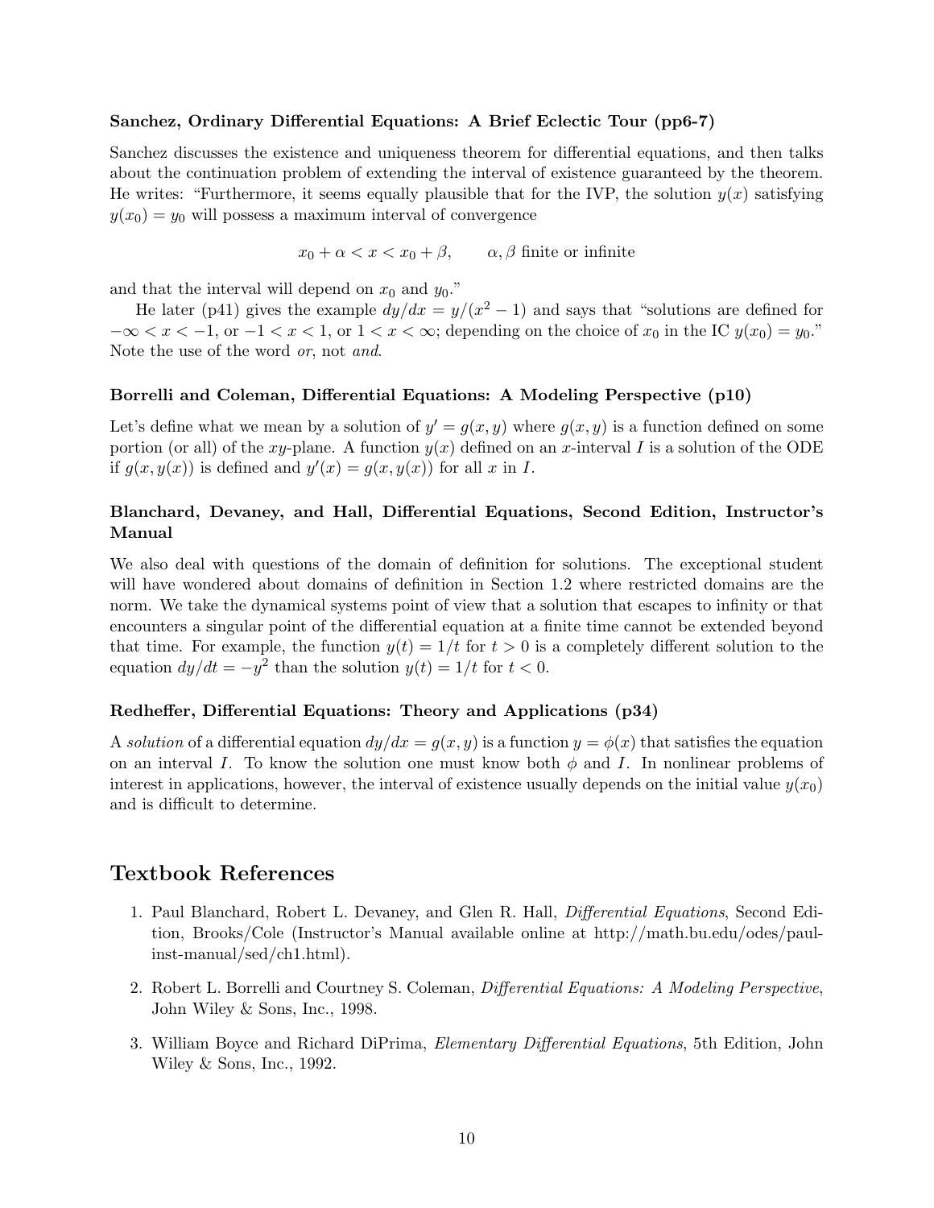**Sanchez, Ordinary Differential Equations: A Brief Eclectic Tour (pp6-7)**

Sanchez discusses the existence and uniqueness theorem for differential equations, and then talks about the continuation problem of extending the interval of existence guaranteed by the theorem. He writes: "Furthermore, it seems equally plausible that for the IVP, the solution $y(x)$ satisfying $y(x_0) = y_0$ will possess a maximum interval of convergence

$$x_0 + \alpha < x < x_0 + \beta, \qquad \alpha, \beta \text{ finite or infinite}$$

and that the interval will depend on $x_0$ and $y_0$."

He later (p41) gives the example $dy/dx = y/(x^2 - 1)$ and says that "solutions are defined for $-\infty < x < -1$, or $-1 < x < 1$, or $1 < x < \infty$; depending on the choice of $x_0$ in the IC $y(x_0) = y_0$." Note the use of the word *or*, not *and*.

**Borrelli and Coleman, Differential Equations: A Modeling Perspective (p10)**

Let's define what we mean by a solution of $y' = g(x, y)$ where $g(x, y)$ is a function defined on some portion (or all) of the $xy$-plane. A function $y(x)$ defined on an $x$-interval $I$ is a solution of the ODE if $g(x, y(x))$ is defined and $y'(x) = g(x, y(x))$ for all $x$ in $I$.

**Blanchard, Devaney, and Hall, Differential Equations, Second Edition, Instructor's Manual**

We also deal with questions of the domain of definition for solutions. The exceptional student will have wondered about domains of definition in Section 1.2 where restricted domains are the norm. We take the dynamical systems point of view that a solution that escapes to infinity or that encounters a singular point of the differential equation at a finite time cannot be extended beyond that time. For example, the function $y(t) = 1/t$ for $t > 0$ is a completely different solution to the equation $dy/dt = -y^2$ than the solution $y(t) = 1/t$ for $t < 0$.

**Redheffer, Differential Equations: Theory and Applications (p34)**

A *solution* of a differential equation $dy/dx = g(x, y)$ is a function $y = \phi(x)$ that satisfies the equation on an interval $I$. To know the solution one must know both $\phi$ and $I$. In nonlinear problems of interest in applications, however, the interval of existence usually depends on the initial value $y(x_0)$ and is difficult to determine.

## Textbook References

1. Paul Blanchard, Robert L. Devaney, and Glen R. Hall, *Differential Equations*, Second Edition, Brooks/Cole (Instructor's Manual available online at http://math.bu.edu/odes/paul-inst-manual/sed/ch1.html).
2. Robert L. Borrelli and Courtney S. Coleman, *Differential Equations: A Modeling Perspective*, John Wiley & Sons, Inc., 1998.
3. William Boyce and Richard DiPrima, *Elementary Differential Equations*, 5th Edition, John Wiley & Sons, Inc., 1992.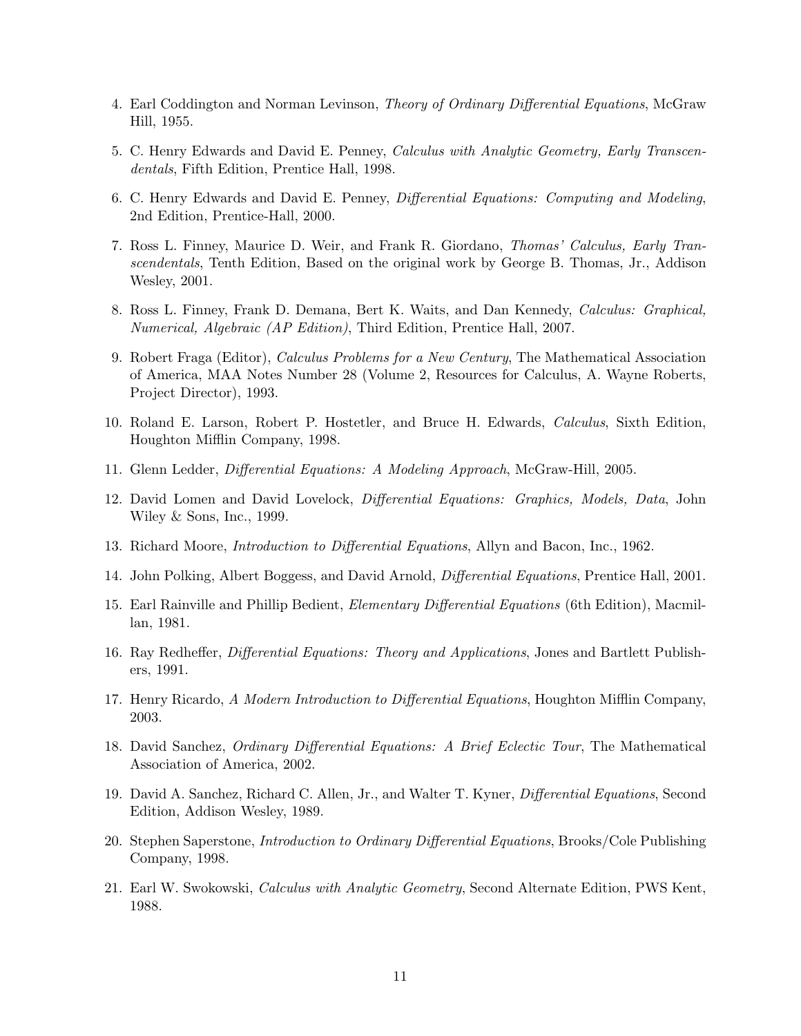4. Earl Coddington and Norman Levinson, *Theory of Ordinary Differential Equations*, McGraw Hill, 1955.

5. C. Henry Edwards and David E. Penney, *Calculus with Analytic Geometry, Early Transcendentals*, Fifth Edition, Prentice Hall, 1998.

6. C. Henry Edwards and David E. Penney, *Differential Equations: Computing and Modeling*, 2nd Edition, Prentice-Hall, 2000.

7. Ross L. Finney, Maurice D. Weir, and Frank R. Giordano, *Thomas' Calculus, Early Transcendentals*, Tenth Edition, Based on the original work by George B. Thomas, Jr., Addison Wesley, 2001.

8. Ross L. Finney, Frank D. Demana, Bert K. Waits, and Dan Kennedy, *Calculus: Graphical, Numerical, Algebraic (AP Edition)*, Third Edition, Prentice Hall, 2007.

9. Robert Fraga (Editor), *Calculus Problems for a New Century*, The Mathematical Association of America, MAA Notes Number 28 (Volume 2, Resources for Calculus, A. Wayne Roberts, Project Director), 1993.

10. Roland E. Larson, Robert P. Hostetler, and Bruce H. Edwards, *Calculus*, Sixth Edition, Houghton Mifflin Company, 1998.

11. Glenn Ledder, *Differential Equations: A Modeling Approach*, McGraw-Hill, 2005.

12. David Lomen and David Lovelock, *Differential Equations: Graphics, Models, Data*, John Wiley & Sons, Inc., 1999.

13. Richard Moore, *Introduction to Differential Equations*, Allyn and Bacon, Inc., 1962.

14. John Polking, Albert Boggess, and David Arnold, *Differential Equations*, Prentice Hall, 2001.

15. Earl Rainville and Phillip Bedient, *Elementary Differential Equations* (6th Edition), Macmillan, 1981.

16. Ray Redheffer, *Differential Equations: Theory and Applications*, Jones and Bartlett Publishers, 1991.

17. Henry Ricardo, *A Modern Introduction to Differential Equations*, Houghton Mifflin Company, 2003.

18. David Sanchez, *Ordinary Differential Equations: A Brief Eclectic Tour*, The Mathematical Association of America, 2002.

19. David A. Sanchez, Richard C. Allen, Jr., and Walter T. Kyner, *Differential Equations*, Second Edition, Addison Wesley, 1989.

20. Stephen Saperstone, *Introduction to Ordinary Differential Equations*, Brooks/Cole Publishing Company, 1998.

21. Earl W. Swokowski, *Calculus with Analytic Geometry*, Second Alternate Edition, PWS Kent, 1988.